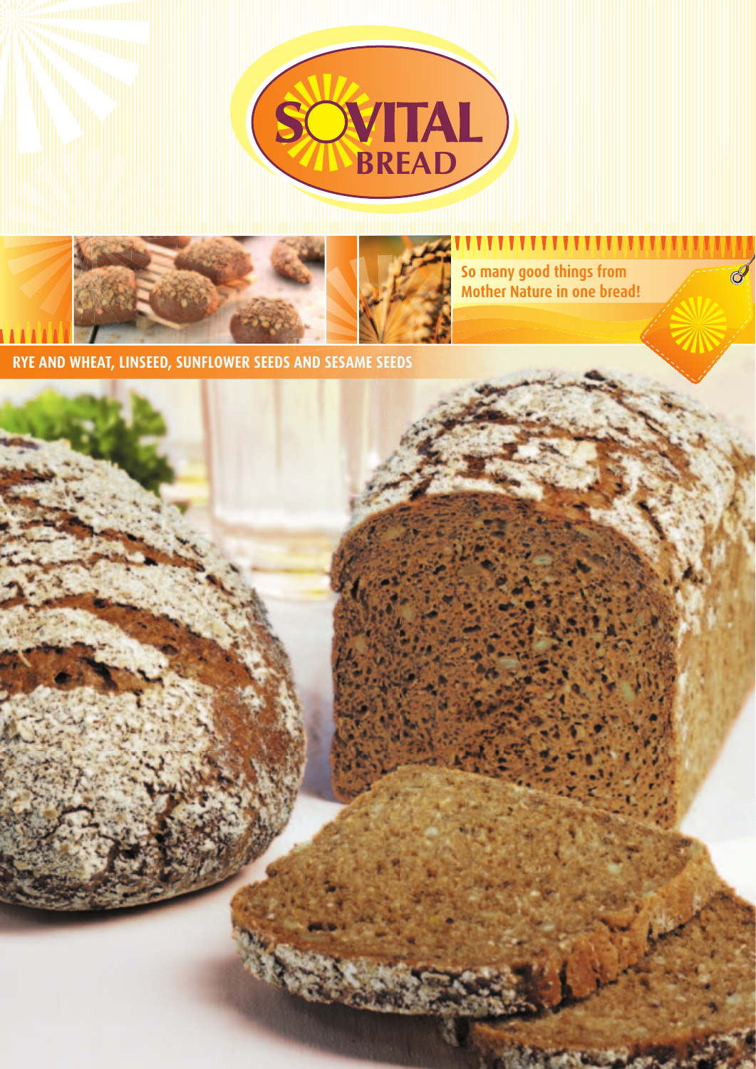# SOVITAL BREAD

So many good things from Mother Nature in one bread!

**RYE AND WHEAT, LINSEED, SUNFLOWER SEEDS AND SESAME SEEDS**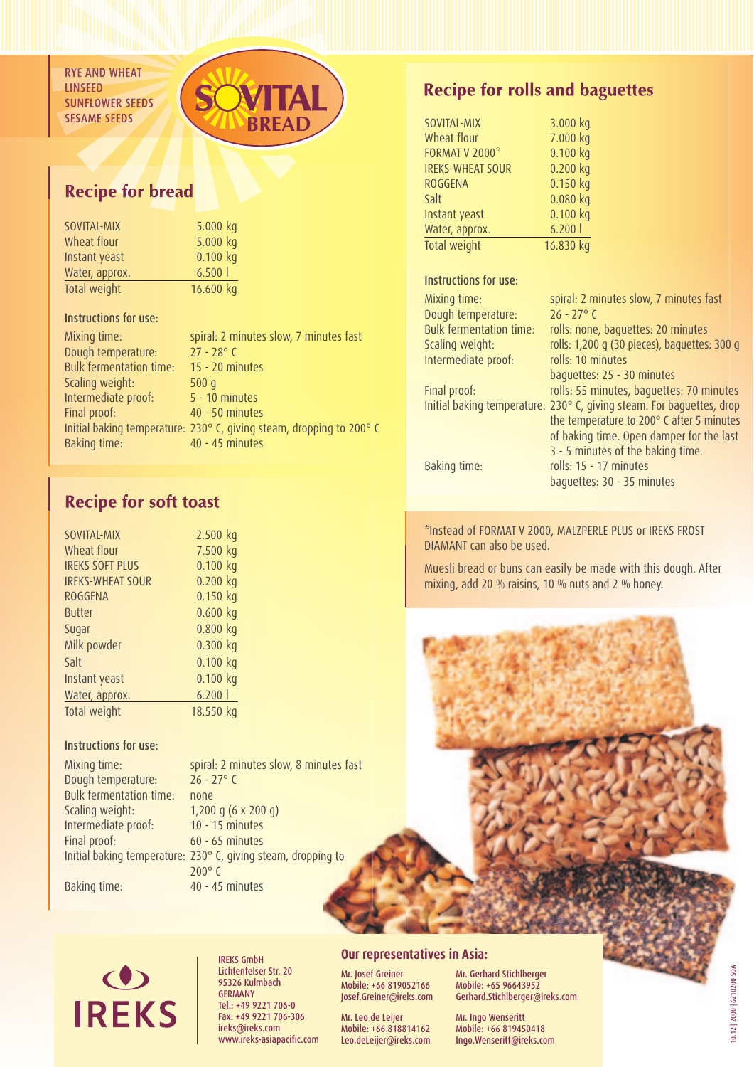RYE AND WHEAT
LINSEED
SUNFLOWER SEEDS
SESAME SEEDS

SOVITAL BREAD

## Recipe for bread

| | |
|---|---|
| SOVITAL-MIX | 5.000 kg |
| Wheat flour | 5.000 kg |
| Instant yeast | 0.100 kg |
| Water, approx. | 6.500 l |
| Total weight | 16.600 kg |

### Instructions for use:

| | |
|---|---|
| Mixing time: | spiral: 2 minutes slow, 7 minutes fast |
| Dough temperature: | 27 - 28° C |
| Bulk fermentation time: | 15 - 20 minutes |
| Scaling weight: | 500 g |
| Intermediate proof: | 5 - 10 minutes |
| Final proof: | 40 - 50 minutes |
| Initial baking temperature: | 230° C, giving steam, dropping to 200° C |
| Baking time: | 40 - 45 minutes |

## Recipe for soft toast

| | |
|---|---|
| SOVITAL-MIX | 2.500 kg |
| Wheat flour | 7.500 kg |
| IREKS SOFT PLUS | 0.100 kg |
| IREKS-WHEAT SOUR | 0.200 kg |
| ROGGENA | 0.150 kg |
| Butter | 0.600 kg |
| Sugar | 0.800 kg |
| Milk powder | 0.300 kg |
| Salt | 0.100 kg |
| Instant yeast | 0.100 kg |
| Water, approx. | 6.200 l |
| Total weight | 18.550 kg |

### Instructions for use:

| | |
|---|---|
| Mixing time: | spiral: 2 minutes slow, 8 minutes fast |
| Dough temperature: | 26 - 27° C |
| Bulk fermentation time: | none |
| Scaling weight: | 1,200 g (6 x 200 g) |
| Intermediate proof: | 10 - 15 minutes |
| Final proof: | 60 - 65 minutes |
| Initial baking temperature: | 230° C, giving steam, dropping to 200° C |
| Baking time: | 40 - 45 minutes |

## Recipe for rolls and baguettes

| | |
|---|---|
| SOVITAL-MIX | 3.000 kg |
| Wheat flour | 7.000 kg |
| FORMAT V 2000* | 0.100 kg |
| IREKS-WHEAT SOUR | 0.200 kg |
| ROGGENA | 0.150 kg |
| Salt | 0.080 kg |
| Instant yeast | 0.100 kg |
| Water, approx. | 6.200 l |
| Total weight | 16.830 kg |

### Instructions for use:

| | |
|---|---|
| Mixing time: | spiral: 2 minutes slow, 7 minutes fast |
| Dough temperature: | 26 - 27° C |
| Bulk fermentation time: | rolls: none, baguettes: 20 minutes |
| Scaling weight: | rolls: 1,200 g (30 pieces), baguettes: 300 g |
| Intermediate proof: | rolls: 10 minutes<br>baguettes: 25 - 30 minutes |
| Final proof: | rolls: 55 minutes, baguettes: 70 minutes |
| Initial baking temperature: | 230° C, giving steam. For baguettes, drop the temperature to 200° C after 5 minutes of baking time. Open damper for the last 3 - 5 minutes of the baking time. |
| Baking time: | rolls: 15 - 17 minutes<br>baguettes: 30 - 35 minutes |

*Instead of FORMAT V 2000, MALZPERLE PLUS or IREKS FROST DIAMANT can also be used.

Muesli bread or buns can easily be made with this dough. After mixing, add 20 % raisins, 10 % nuts and 2 % honey.

IREKS

IREKS GmbH
Lichtenfelser Str. 20
95326 Kulmbach
GERMANY
Tel.: +49 9221 706-0
Fax: +49 9221 706-306
ireks@ireks.com
www.ireks-asiapacific.com

### Our representatives in Asia:

Mr. Josef Greiner
Mobile: +66 819052166
Josef.Greiner@ireks.com

Mr. Gerhard Stichlberger
Mobile: +65 96643952
Gerhard.Stichlberger@ireks.com

Mr. Leo de Leijer
Mobile: +66 818814162
Leo.deLeijer@ireks.com

Mr. Ingo Wenseritt
Mobile: +66 819450418
Ingo.Wenseritt@ireks.com

10.12 | 2000 | 6210200 SOA